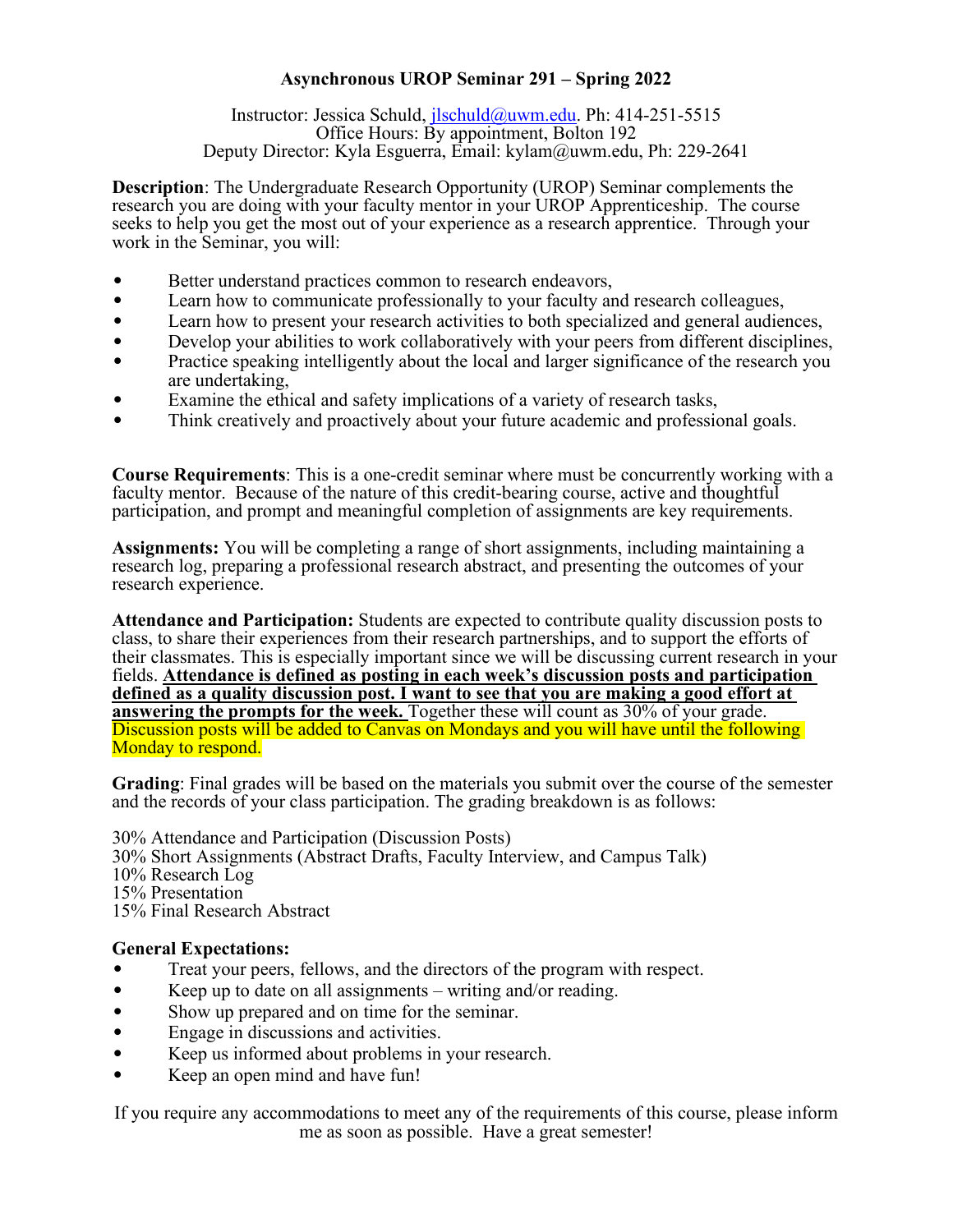# Asynchronous UROP Seminar 291 – Spring 2022

Instructor: Jessica Schuld, jlschuld@uwm.edu. Ph: 414-251-5515
Office Hours: By appointment, Bolton 192
Deputy Director: Kyla Esguerra, Email: kylam@uwm.edu, Ph: 229-2641

**Description**: The Undergraduate Research Opportunity (UROP) Seminar complements the research you are doing with your faculty mentor in your UROP Apprenticeship. The course seeks to help you get the most out of your experience as a research apprentice. Through your work in the Seminar, you will:

- Better understand practices common to research endeavors,
- Learn how to communicate professionally to your faculty and research colleagues,
- Learn how to present your research activities to both specialized and general audiences,
- Develop your abilities to work collaboratively with your peers from different disciplines,
- Practice speaking intelligently about the local and larger significance of the research you are undertaking,
- Examine the ethical and safety implications of a variety of research tasks,
- Think creatively and proactively about your future academic and professional goals.

**Course Requirements**: This is a one-credit seminar where must be concurrently working with a faculty mentor. Because of the nature of this credit-bearing course, active and thoughtful participation, and prompt and meaningful completion of assignments are key requirements.

**Assignments:** You will be completing a range of short assignments, including maintaining a research log, preparing a professional research abstract, and presenting the outcomes of your research experience.

**Attendance and Participation:** Students are expected to contribute quality discussion posts to class, to share their experiences from their research partnerships, and to support the efforts of their classmates. This is especially important since we will be discussing current research in your fields. **Attendance is defined as posting in each week's discussion posts and participation defined as a quality discussion post. I want to see that you are making a good effort at answering the prompts for the week.** Together these will count as 30% of your grade. Discussion posts will be added to Canvas on Mondays and you will have until the following Monday to respond.

**Grading**: Final grades will be based on the materials you submit over the course of the semester and the records of your class participation. The grading breakdown is as follows:

30% Attendance and Participation (Discussion Posts)
30% Short Assignments (Abstract Drafts, Faculty Interview, and Campus Talk)
10% Research Log
15% Presentation
15% Final Research Abstract

**General Expectations:**

- Treat your peers, fellows, and the directors of the program with respect.
- Keep up to date on all assignments – writing and/or reading.
- Show up prepared and on time for the seminar.
- Engage in discussions and activities.
- Keep us informed about problems in your research.
- Keep an open mind and have fun!

If you require any accommodations to meet any of the requirements of this course, please inform me as soon as possible. Have a great semester!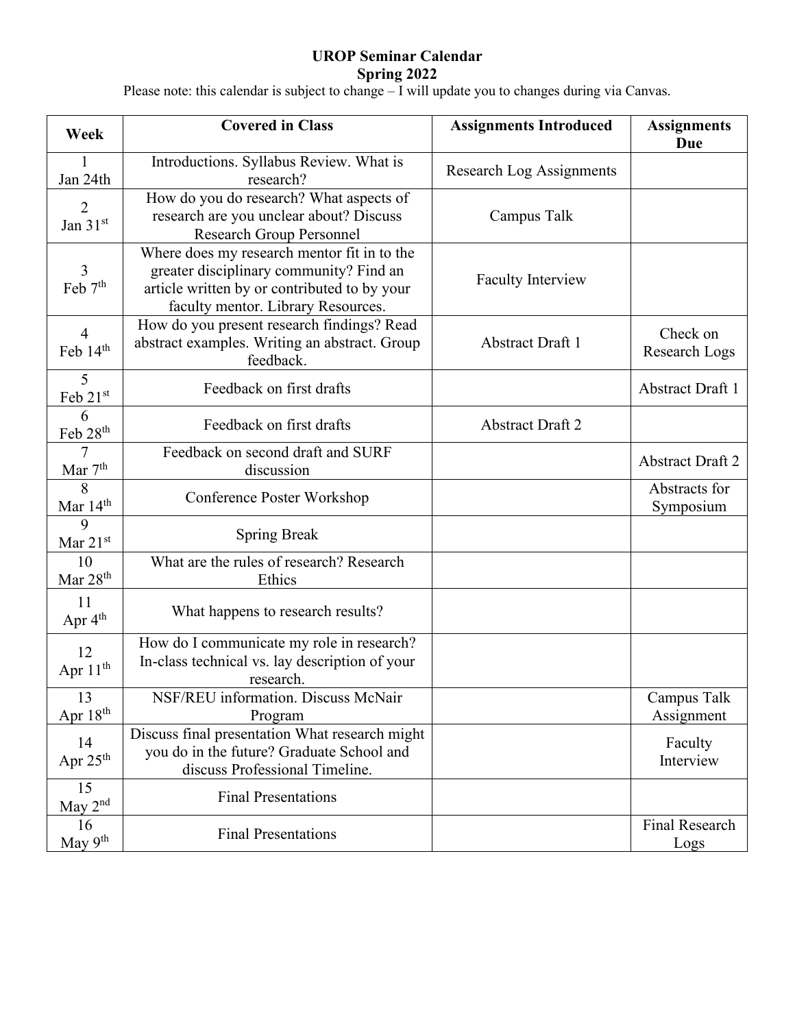# UROP Seminar Calendar
## Spring 2022

Please note: this calendar is subject to change – I will update you to changes during via Canvas.

| Week | Covered in Class | Assignments Introduced | Assignments Due |
|---|---|---|---|
| 1 Jan 24th | Introductions. Syllabus Review. What is research? | Research Log Assignments | |
| 2 Jan 31st | How do you do research? What aspects of research are you unclear about? Discuss Research Group Personnel | Campus Talk | |
| 3 Feb 7th | Where does my research mentor fit in to the greater disciplinary community? Find an article written by or contributed to by your faculty mentor. Library Resources. | Faculty Interview | |
| 4 Feb 14th | How do you present research findings? Read abstract examples. Writing an abstract. Group feedback. | Abstract Draft 1 | Check on Research Logs |
| 5 Feb 21st | Feedback on first drafts | | Abstract Draft 1 |
| 6 Feb 28th | Feedback on first drafts | Abstract Draft 2 | |
| 7 Mar 7th | Feedback on second draft and SURF discussion | | Abstract Draft 2 |
| 8 Mar 14th | Conference Poster Workshop | | Abstracts for Symposium |
| 9 Mar 21st | Spring Break | | |
| 10 Mar 28th | What are the rules of research? Research Ethics | | |
| 11 Apr 4th | What happens to research results? | | |
| 12 Apr 11th | How do I communicate my role in research? In-class technical vs. lay description of your research. | | |
| 13 Apr 18th | NSF/REU information. Discuss McNair Program | | Campus Talk Assignment |
| 14 Apr 25th | Discuss final presentation What research might you do in the future? Graduate School and discuss Professional Timeline. | | Faculty Interview |
| 15 May 2nd | Final Presentations | | |
| 16 May 9th | Final Presentations | | Final Research Logs |